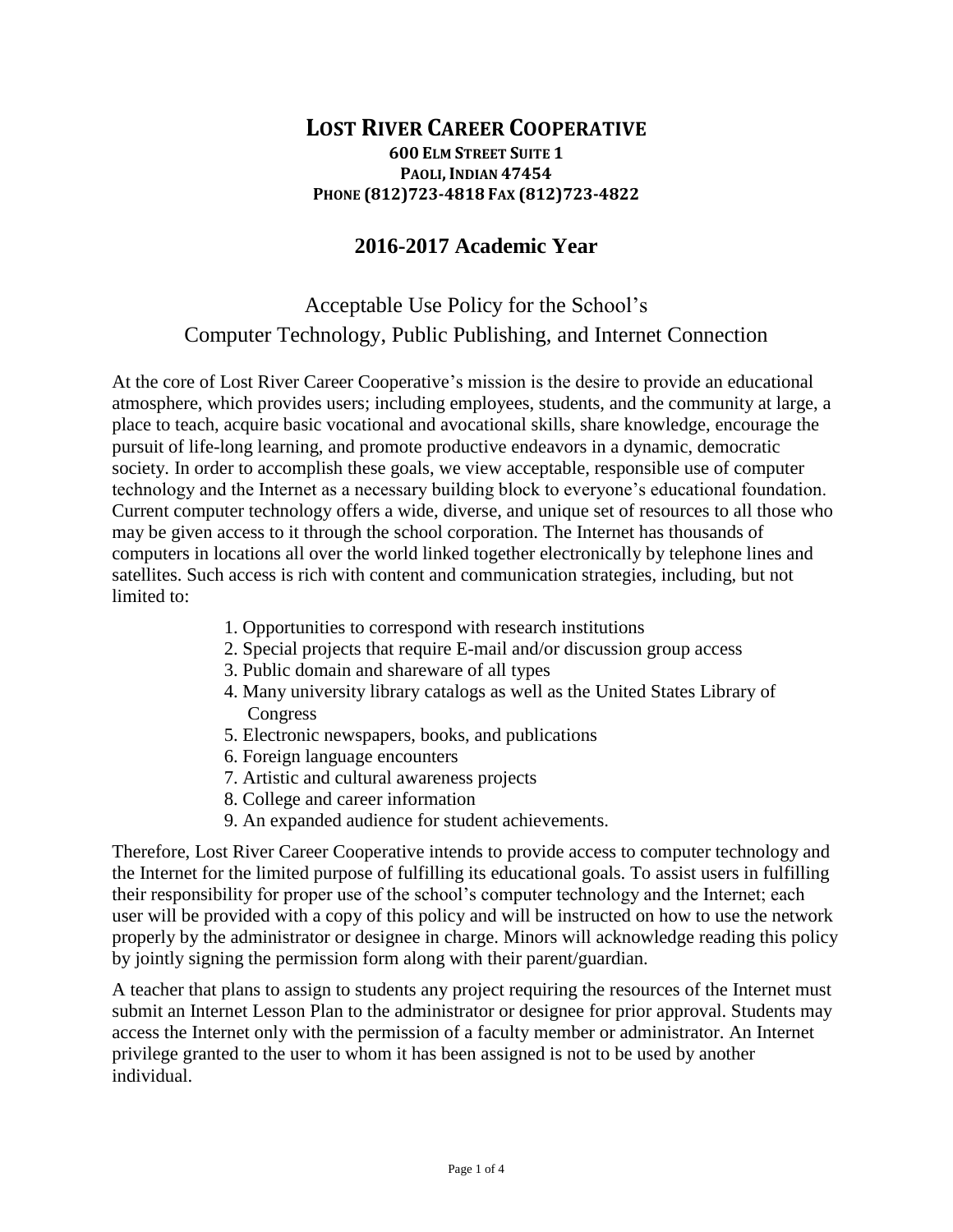# LOST RIVER CAREER COOPERATIVE

**600 ELM STREET SUITE 1**
**PAOLI, INDIAN 47454**
**PHONE (812)723-4818 FAX (812)723-4822**

## 2016-2017 Academic Year

### Acceptable Use Policy for the School's Computer Technology, Public Publishing, and Internet Connection

At the core of Lost River Career Cooperative's mission is the desire to provide an educational atmosphere, which provides users; including employees, students, and the community at large, a place to teach, acquire basic vocational and avocational skills, share knowledge, encourage the pursuit of life-long learning, and promote productive endeavors in a dynamic, democratic society. In order to accomplish these goals, we view acceptable, responsible use of computer technology and the Internet as a necessary building block to everyone's educational foundation. Current computer technology offers a wide, diverse, and unique set of resources to all those who may be given access to it through the school corporation. The Internet has thousands of computers in locations all over the world linked together electronically by telephone lines and satellites. Such access is rich with content and communication strategies, including, but not limited to:

1. Opportunities to correspond with research institutions
2. Special projects that require E-mail and/or discussion group access
3. Public domain and shareware of all types
4. Many university library catalogs as well as the United States Library of Congress
5. Electronic newspapers, books, and publications
6. Foreign language encounters
7. Artistic and cultural awareness projects
8. College and career information
9. An expanded audience for student achievements.

Therefore, Lost River Career Cooperative intends to provide access to computer technology and the Internet for the limited purpose of fulfilling its educational goals. To assist users in fulfilling their responsibility for proper use of the school's computer technology and the Internet; each user will be provided with a copy of this policy and will be instructed on how to use the network properly by the administrator or designee in charge. Minors will acknowledge reading this policy by jointly signing the permission form along with their parent/guardian.

A teacher that plans to assign to students any project requiring the resources of the Internet must submit an Internet Lesson Plan to the administrator or designee for prior approval. Students may access the Internet only with the permission of a faculty member or administrator. An Internet privilege granted to the user to whom it has been assigned is not to be used by another individual.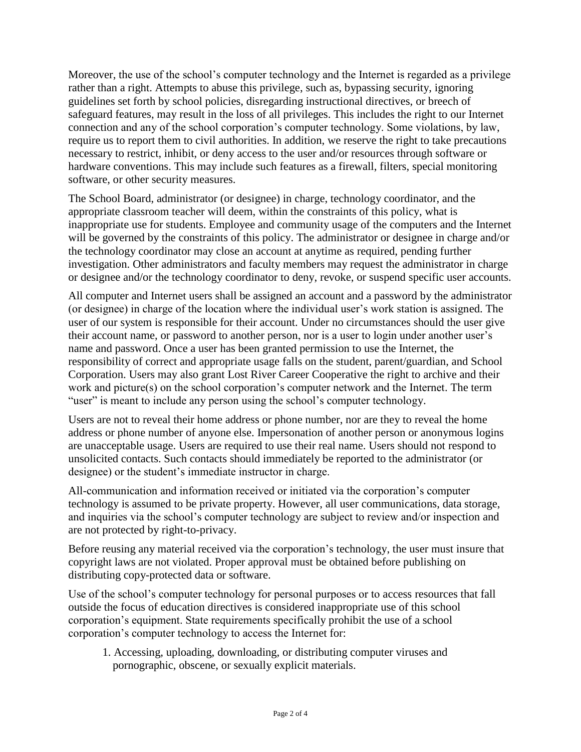Moreover, the use of the school's computer technology and the Internet is regarded as a privilege rather than a right. Attempts to abuse this privilege, such as, bypassing security, ignoring guidelines set forth by school policies, disregarding instructional directives, or breech of safeguard features, may result in the loss of all privileges. This includes the right to our Internet connection and any of the school corporation's computer technology. Some violations, by law, require us to report them to civil authorities. In addition, we reserve the right to take precautions necessary to restrict, inhibit, or deny access to the user and/or resources through software or hardware conventions. This may include such features as a firewall, filters, special monitoring software, or other security measures.

The School Board, administrator (or designee) in charge, technology coordinator, and the appropriate classroom teacher will deem, within the constraints of this policy, what is inappropriate use for students. Employee and community usage of the computers and the Internet will be governed by the constraints of this policy. The administrator or designee in charge and/or the technology coordinator may close an account at anytime as required, pending further investigation. Other administrators and faculty members may request the administrator in charge or designee and/or the technology coordinator to deny, revoke, or suspend specific user accounts.

All computer and Internet users shall be assigned an account and a password by the administrator (or designee) in charge of the location where the individual user's work station is assigned. The user of our system is responsible for their account. Under no circumstances should the user give their account name, or password to another person, nor is a user to login under another user's name and password. Once a user has been granted permission to use the Internet, the responsibility of correct and appropriate usage falls on the student, parent/guardian, and School Corporation. Users may also grant Lost River Career Cooperative the right to archive and their work and picture(s) on the school corporation's computer network and the Internet. The term "user" is meant to include any person using the school's computer technology.

Users are not to reveal their home address or phone number, nor are they to reveal the home address or phone number of anyone else. Impersonation of another person or anonymous logins are unacceptable usage. Users are required to use their real name. Users should not respond to unsolicited contacts. Such contacts should immediately be reported to the administrator (or designee) or the student's immediate instructor in charge.

All-communication and information received or initiated via the corporation's computer technology is assumed to be private property. However, all user communications, data storage, and inquiries via the school's computer technology are subject to review and/or inspection and are not protected by right-to-privacy.

Before reusing any material received via the corporation's technology, the user must insure that copyright laws are not violated. Proper approval must be obtained before publishing on distributing copy-protected data or software.

Use of the school's computer technology for personal purposes or to access resources that fall outside the focus of education directives is considered inappropriate use of this school corporation's equipment. State requirements specifically prohibit the use of a school corporation's computer technology to access the Internet for:

1. Accessing, uploading, downloading, or distributing computer viruses and pornographic, obscene, or sexually explicit materials.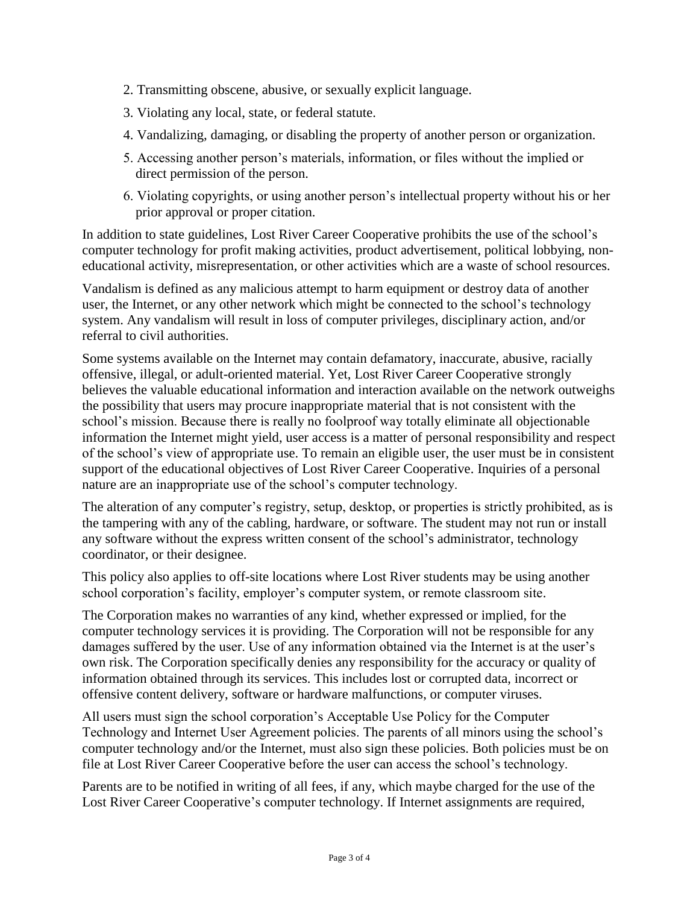2. Transmitting obscene, abusive, or sexually explicit language.
3. Violating any local, state, or federal statute.
4. Vandalizing, damaging, or disabling the property of another person or organization.
5. Accessing another person's materials, information, or files without the implied or direct permission of the person.
6. Violating copyrights, or using another person's intellectual property without his or her prior approval or proper citation.

In addition to state guidelines, Lost River Career Cooperative prohibits the use of the school's computer technology for profit making activities, product advertisement, political lobbying, non-educational activity, misrepresentation, or other activities which are a waste of school resources.

Vandalism is defined as any malicious attempt to harm equipment or destroy data of another user, the Internet, or any other network which might be connected to the school's technology system. Any vandalism will result in loss of computer privileges, disciplinary action, and/or referral to civil authorities.

Some systems available on the Internet may contain defamatory, inaccurate, abusive, racially offensive, illegal, or adult-oriented material. Yet, Lost River Career Cooperative strongly believes the valuable educational information and interaction available on the network outweighs the possibility that users may procure inappropriate material that is not consistent with the school's mission. Because there is really no foolproof way totally eliminate all objectionable information the Internet might yield, user access is a matter of personal responsibility and respect of the school's view of appropriate use. To remain an eligible user, the user must be in consistent support of the educational objectives of Lost River Career Cooperative. Inquiries of a personal nature are an inappropriate use of the school's computer technology.

The alteration of any computer's registry, setup, desktop, or properties is strictly prohibited, as is the tampering with any of the cabling, hardware, or software. The student may not run or install any software without the express written consent of the school's administrator, technology coordinator, or their designee.

This policy also applies to off-site locations where Lost River students may be using another school corporation's facility, employer's computer system, or remote classroom site.

The Corporation makes no warranties of any kind, whether expressed or implied, for the computer technology services it is providing. The Corporation will not be responsible for any damages suffered by the user. Use of any information obtained via the Internet is at the user's own risk. The Corporation specifically denies any responsibility for the accuracy or quality of information obtained through its services. This includes lost or corrupted data, incorrect or offensive content delivery, software or hardware malfunctions, or computer viruses.

All users must sign the school corporation's Acceptable Use Policy for the Computer Technology and Internet User Agreement policies. The parents of all minors using the school's computer technology and/or the Internet, must also sign these policies. Both policies must be on file at Lost River Career Cooperative before the user can access the school's technology.

Parents are to be notified in writing of all fees, if any, which maybe charged for the use of the Lost River Career Cooperative's computer technology. If Internet assignments are required,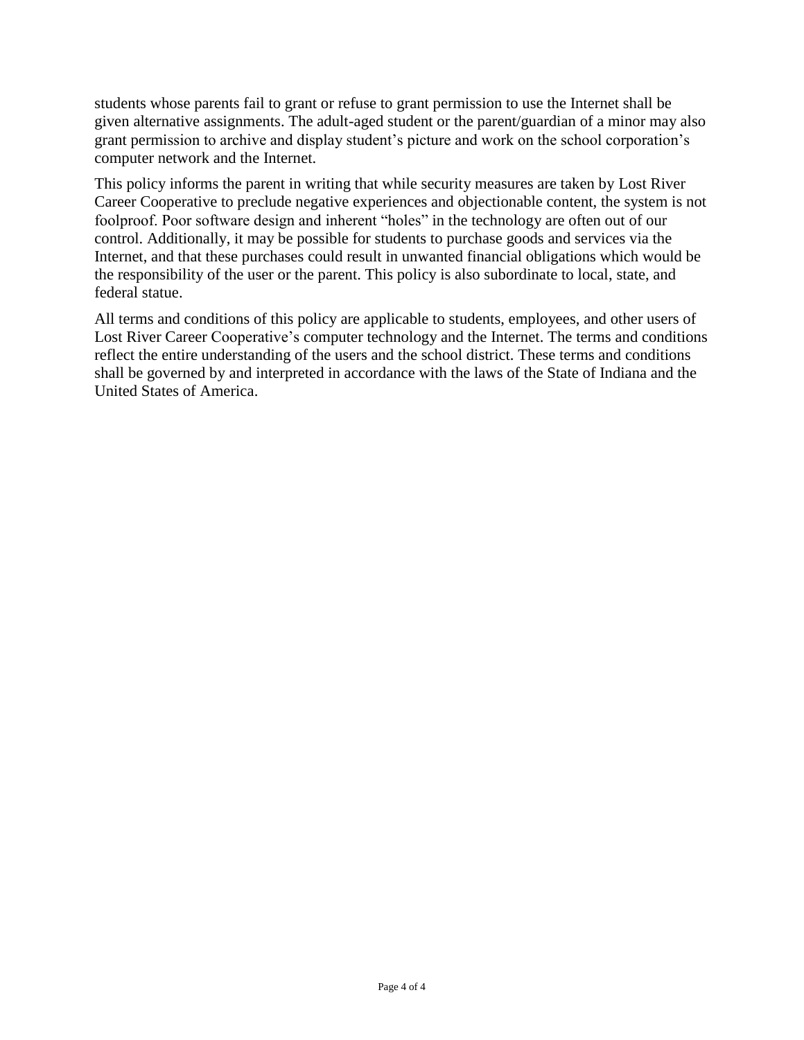students whose parents fail to grant or refuse to grant permission to use the Internet shall be given alternative assignments. The adult-aged student or the parent/guardian of a minor may also grant permission to archive and display student's picture and work on the school corporation's computer network and the Internet.

This policy informs the parent in writing that while security measures are taken by Lost River Career Cooperative to preclude negative experiences and objectionable content, the system is not foolproof. Poor software design and inherent "holes" in the technology are often out of our control. Additionally, it may be possible for students to purchase goods and services via the Internet, and that these purchases could result in unwanted financial obligations which would be the responsibility of the user or the parent. This policy is also subordinate to local, state, and federal statue.

All terms and conditions of this policy are applicable to students, employees, and other users of Lost River Career Cooperative's computer technology and the Internet. The terms and conditions reflect the entire understanding of the users and the school district. These terms and conditions shall be governed by and interpreted in accordance with the laws of the State of Indiana and the United States of America.